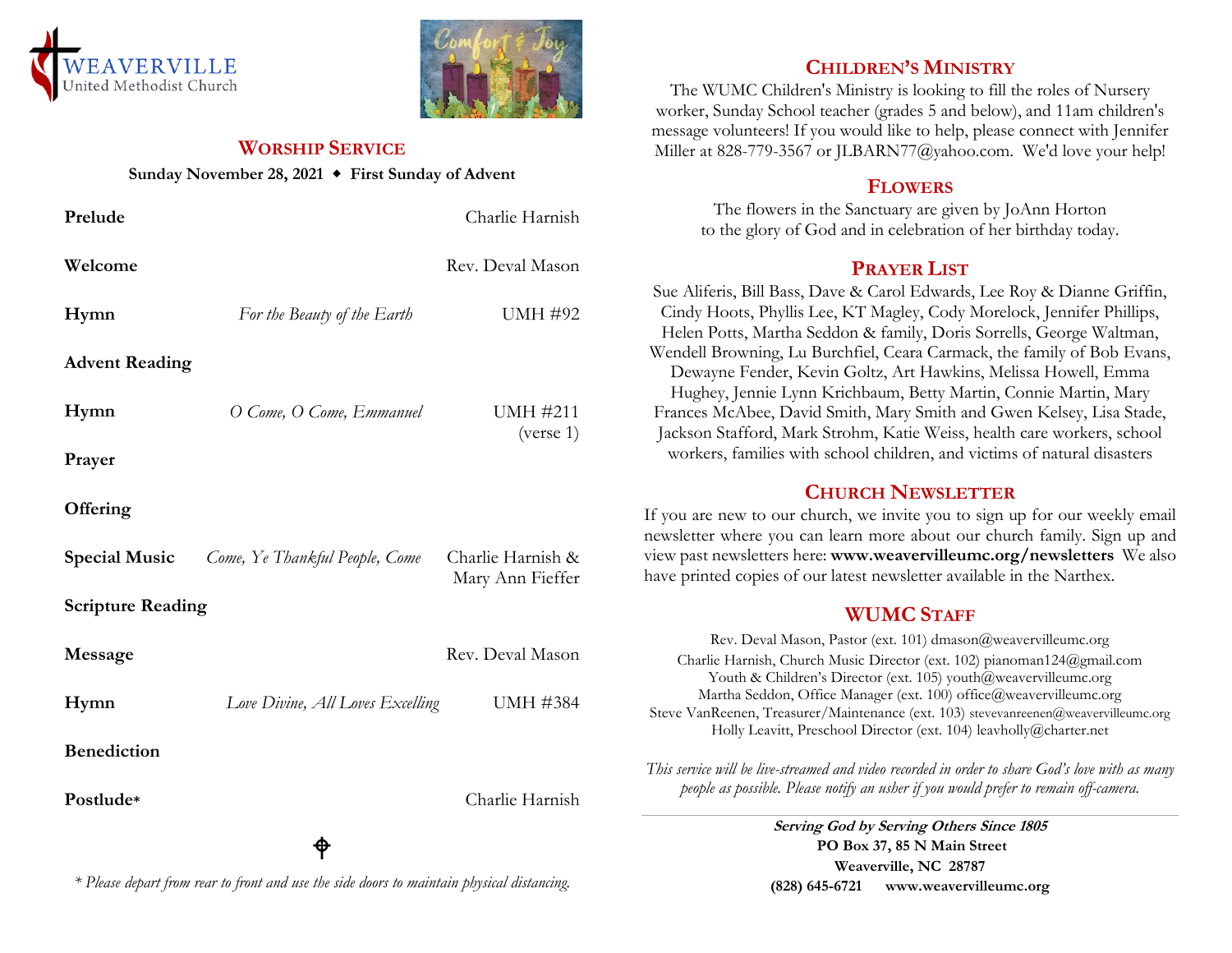WEAVERVILLE United Methodist Church

## WORSHIP SERVICE

**Sunday November 28, 2021 ◆ First Sunday of Advent**

| | | |
|---|---|---|
| **Prelude** | | Charlie Harnish |
| **Welcome** | | Rev. Deval Mason |
| **Hymn** | *For the Beauty of the Earth* | UMH #92 |
| **Advent Reading** | | |
| **Hymn** | *O Come, O Come, Emmanuel* | UMH #211 (verse 1) |
| **Prayer** | | |
| **Offering** | | |
| **Special Music** | *Come, Ye Thankful People, Come* | Charlie Harnish & Mary Ann Fieffer |
| **Scripture Reading** | | |
| **Message** | | Rev. Deval Mason |
| **Hymn** | *Love Divine, All Loves Excelling* | UMH #384 |
| **Benediction** | | |
| **Postlude*** | | Charlie Harnish |

*\* Please depart from rear to front and use the side doors to maintain physical distancing.*

## CHILDREN'S MINISTRY

The WUMC Children's Ministry is looking to fill the roles of Nursery worker, Sunday School teacher (grades 5 and below), and 11am children's message volunteers! If you would like to help, please connect with Jennifer Miller at 828-779-3567 or JLBARN77@yahoo.com. We'd love your help!

## FLOWERS

The flowers in the Sanctuary are given by JoAnn Horton to the glory of God and in celebration of her birthday today.

## PRAYER LIST

Sue Aliferis, Bill Bass, Dave & Carol Edwards, Lee Roy & Dianne Griffin, Cindy Hoots, Phyllis Lee, KT Magley, Cody Morelock, Jennifer Phillips, Helen Potts, Martha Seddon & family, Doris Sorrells, George Waltman, Wendell Browning, Lu Burchfiel, Ceara Carmack, the family of Bob Evans, Dewayne Fender, Kevin Goltz, Art Hawkins, Melissa Howell, Emma Hughey, Jennie Lynn Krichbaum, Betty Martin, Connie Martin, Mary Frances McAbee, David Smith, Mary Smith and Gwen Kelsey, Lisa Stade, Jackson Stafford, Mark Strohm, Katie Weiss, health care workers, school workers, families with school children, and victims of natural disasters

## CHURCH NEWSLETTER

If you are new to our church, we invite you to sign up for our weekly email newsletter where you can learn more about our church family. Sign up and view past newsletters here: **www.weavervilleumc.org/newsletters** We also have printed copies of our latest newsletter available in the Narthex.

## WUMC STAFF

Rev. Deval Mason, Pastor (ext. 101) dmason@weavervilleumc.org
Charlie Harnish, Church Music Director (ext. 102) pianoman124@gmail.com
Youth & Children's Director (ext. 105) youth@weavervilleumc.org
Martha Seddon, Office Manager (ext. 100) office@weavervilleumc.org
Steve VanReenen, Treasurer/Maintenance (ext. 103) stevevanreenen@weavervilleumc.org
Holly Leavitt, Preschool Director (ext. 104) leavholly@charter.net

*This service will be live-streamed and video recorded in order to share God's love with as many people as possible. Please notify an usher if you would prefer to remain off-camera.*

***Serving God by Serving Others Since 1805***
**PO Box 37, 85 N Main Street**
**Weaverville, NC 28787**
**(828) 645-6721 www.weavervilleumc.org**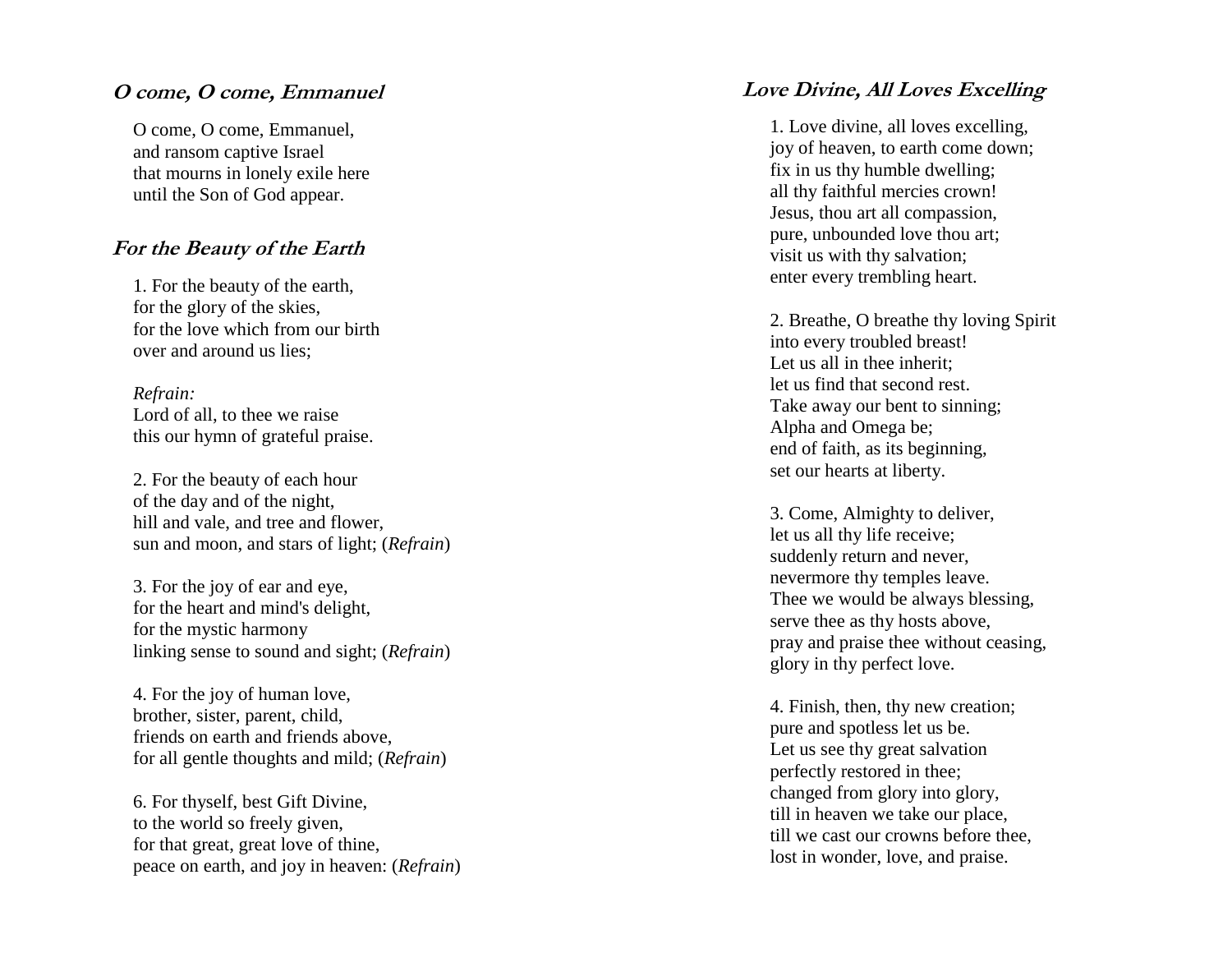### *O come, O come, Emmanuel*

O come, O come, Emmanuel,
and ransom captive Israel
that mourns in lonely exile here
until the Son of God appear.

### *For the Beauty of the Earth*

1. For the beauty of the earth,
for the glory of the skies,
for the love which from our birth
over and around us lies;

*Refrain:*
Lord of all, to thee we raise
this our hymn of grateful praise.

2. For the beauty of each hour
of the day and of the night,
hill and vale, and tree and flower,
sun and moon, and stars of light; (*Refrain*)

3. For the joy of ear and eye,
for the heart and mind's delight,
for the mystic harmony
linking sense to sound and sight; (*Refrain*)

4. For the joy of human love,
brother, sister, parent, child,
friends on earth and friends above,
for all gentle thoughts and mild; (*Refrain*)

6. For thyself, best Gift Divine,
to the world so freely given,
for that great, great love of thine,
peace on earth, and joy in heaven: (*Refrain*)

### *Love Divine, All Loves Excelling*

1. Love divine, all loves excelling,
joy of heaven, to earth come down;
fix in us thy humble dwelling;
all thy faithful mercies crown!
Jesus, thou art all compassion,
pure, unbounded love thou art;
visit us with thy salvation;
enter every trembling heart.

2. Breathe, O breathe thy loving Spirit
into every troubled breast!
Let us all in thee inherit;
let us find that second rest.
Take away our bent to sinning;
Alpha and Omega be;
end of faith, as its beginning,
set our hearts at liberty.

3. Come, Almighty to deliver,
let us all thy life receive;
suddenly return and never,
nevermore thy temples leave.
Thee we would be always blessing,
serve thee as thy hosts above,
pray and praise thee without ceasing,
glory in thy perfect love.

4. Finish, then, thy new creation;
pure and spotless let us be.
Let us see thy great salvation
perfectly restored in thee;
changed from glory into glory,
till in heaven we take our place,
till we cast our crowns before thee,
lost in wonder, love, and praise.